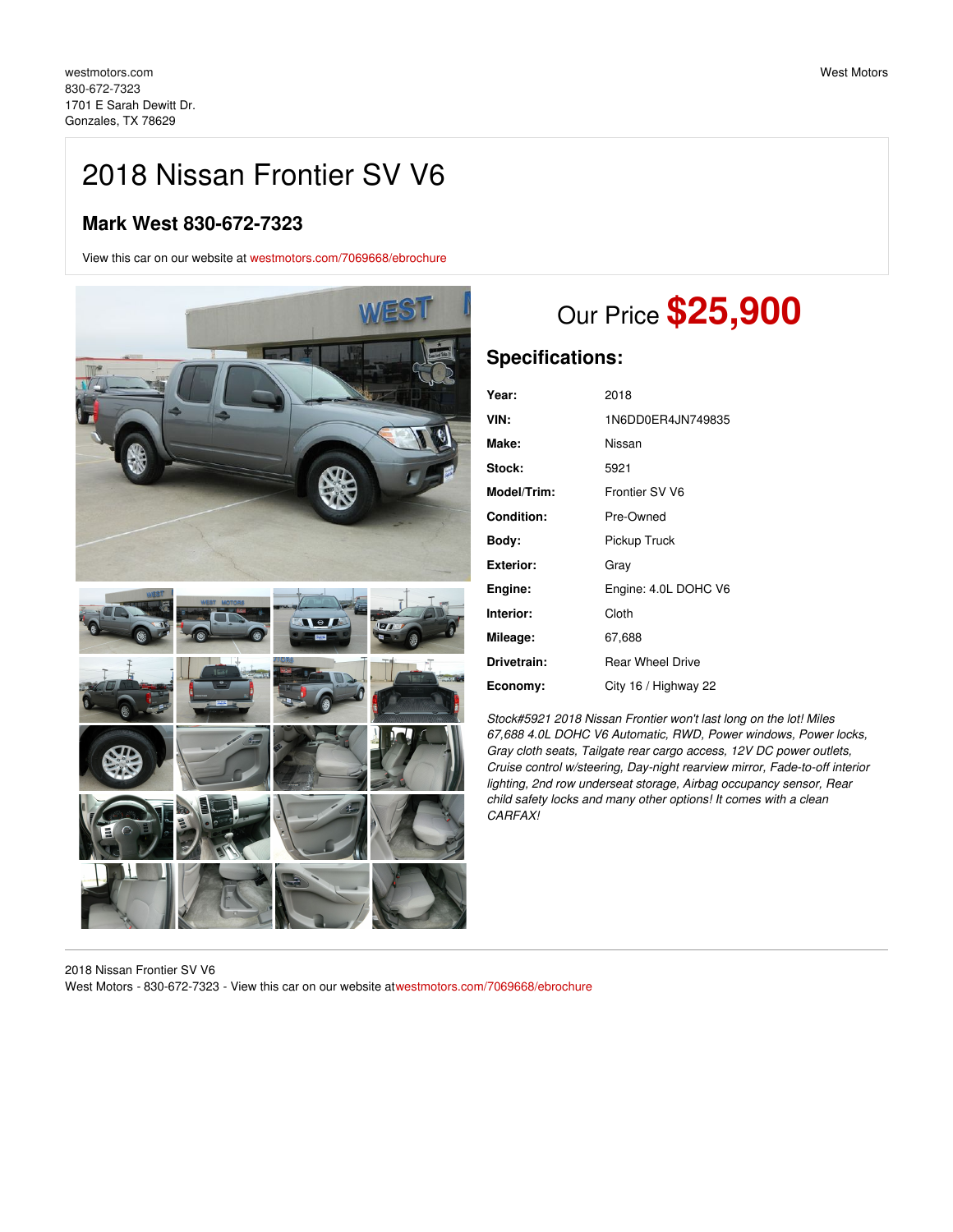westmotors.com
830-672-7323
1701 E Sarah Dewitt Dr.
Gonzales, TX 78629

West Motors

# 2018 Nissan Frontier SV V6

## Mark West 830-672-7323

View this car on our website at westmotors.com/7069668/ebrochure

Our Price **$25,900**

## Specifications:

| | |
|---|---|
| **Year:** | 2018 |
| **VIN:** | 1N6DD0ER4JN749835 |
| **Make:** | Nissan |
| **Stock:** | 5921 |
| **Model/Trim:** | Frontier SV V6 |
| **Condition:** | Pre-Owned |
| **Body:** | Pickup Truck |
| **Exterior:** | Gray |
| **Engine:** | Engine: 4.0L DOHC V6 |
| **Interior:** | Cloth |
| **Mileage:** | 67,688 |
| **Drivetrain:** | Rear Wheel Drive |
| **Economy:** | City 16 / Highway 22 |

*Stock#5921 2018 Nissan Frontier won't last long on the lot! Miles 67,688 4.0L DOHC V6 Automatic, RWD, Power windows, Power locks, Gray cloth seats, Tailgate rear cargo access, 12V DC power outlets, Cruise control w/steering, Day-night rearview mirror, Fade-to-off interior lighting, 2nd row underseat storage, Airbag occupancy sensor, Rear child safety locks and many other options! It comes with a clean CARFAX!*

2018 Nissan Frontier SV V6
West Motors - 830-672-7323 - View this car on our website atwestmotors.com/7069668/ebrochure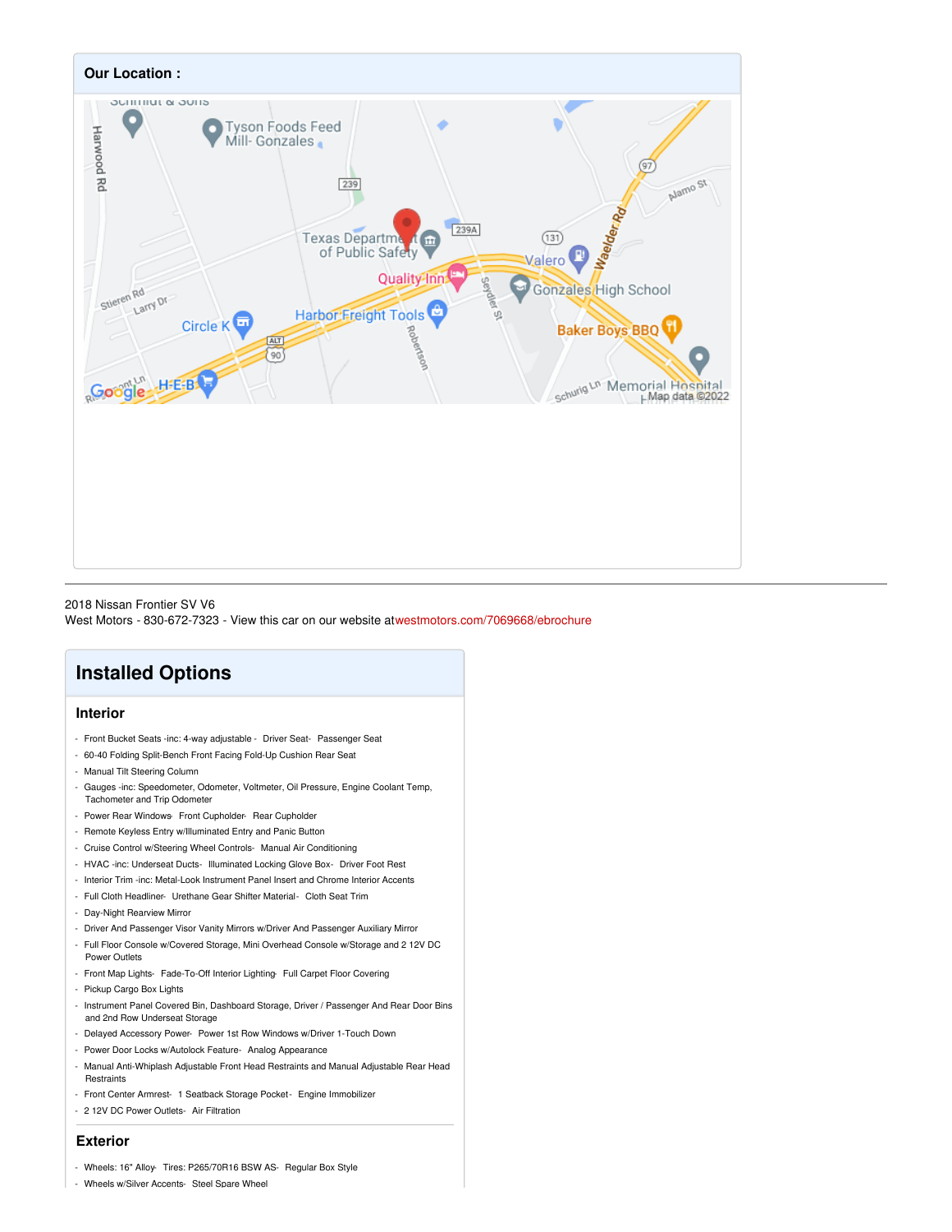## Our Location :

2018 Nissan Frontier SV V6
West Motors - 830-672-7323 - View this car on our website at westmotors.com/7069668/ebrochure

## Installed Options

### Interior

- Front Bucket Seats -inc: 4-way adjustable - Driver Seat- Passenger Seat
- 60-40 Folding Split-Bench Front Facing Fold-Up Cushion Rear Seat
- Manual Tilt Steering Column
- Gauges -inc: Speedometer, Odometer, Voltmeter, Oil Pressure, Engine Coolant Temp, Tachometer and Trip Odometer
- Power Rear Windows- Front Cupholder- Rear Cupholder
- Remote Keyless Entry w/Illuminated Entry and Panic Button
- Cruise Control w/Steering Wheel Controls- Manual Air Conditioning
- HVAC -inc: Underseat Ducts- Illuminated Locking Glove Box- Driver Foot Rest
- Interior Trim -inc: Metal-Look Instrument Panel Insert and Chrome Interior Accents
- Full Cloth Headliner- Urethane Gear Shifter Material- Cloth Seat Trim
- Day-Night Rearview Mirror
- Driver And Passenger Visor Vanity Mirrors w/Driver And Passenger Auxiliary Mirror
- Full Floor Console w/Covered Storage, Mini Overhead Console w/Storage and 2 12V DC Power Outlets
- Front Map Lights- Fade-To-Off Interior Lighting- Full Carpet Floor Covering
- Pickup Cargo Box Lights
- Instrument Panel Covered Bin, Dashboard Storage, Driver / Passenger And Rear Door Bins and 2nd Row Underseat Storage
- Delayed Accessory Power- Power 1st Row Windows w/Driver 1-Touch Down
- Power Door Locks w/Autolock Feature- Analog Appearance
- Manual Anti-Whiplash Adjustable Front Head Restraints and Manual Adjustable Rear Head Restraints
- Front Center Armrest- 1 Seatback Storage Pocket- Engine Immobilizer
- 2 12V DC Power Outlets- Air Filtration

### Exterior

- Wheels: 16" Alloy- Tires: P265/70R16 BSW AS- Regular Box Style
- Wheels w/Silver Accents- Steel Spare Wheel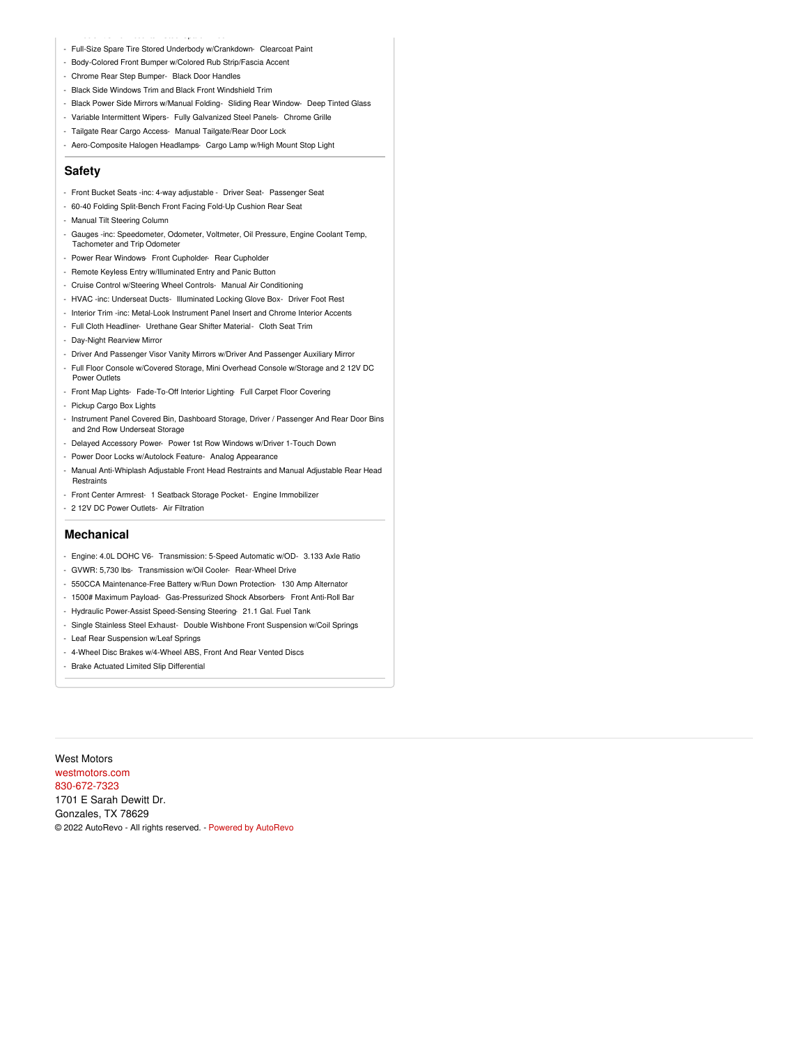- Full-Size Spare Tire Stored Underbody w/Crankdown- Clearcoat Paint
- Body-Colored Front Bumper w/Colored Rub Strip/Fascia Accent
- Chrome Rear Step Bumper- Black Door Handles
- Black Side Windows Trim and Black Front Windshield Trim
- Black Power Side Mirrors w/Manual Folding- Sliding Rear Window- Deep Tinted Glass
- Variable Intermittent Wipers- Fully Galvanized Steel Panels- Chrome Grille
- Tailgate Rear Cargo Access- Manual Tailgate/Rear Door Lock
- Aero-Composite Halogen Headlamps- Cargo Lamp w/High Mount Stop Light

## Safety

- Front Bucket Seats -inc: 4-way adjustable - Driver Seat- Passenger Seat
- 60-40 Folding Split-Bench Front Facing Fold-Up Cushion Rear Seat
- Manual Tilt Steering Column
- Gauges -inc: Speedometer, Odometer, Voltmeter, Oil Pressure, Engine Coolant Temp, Tachometer and Trip Odometer
- Power Rear Windows- Front Cupholder- Rear Cupholder
- Remote Keyless Entry w/Illuminated Entry and Panic Button
- Cruise Control w/Steering Wheel Controls- Manual Air Conditioning
- HVAC -inc: Underseat Ducts- Illuminated Locking Glove Box- Driver Foot Rest
- Interior Trim -inc: Metal-Look Instrument Panel Insert and Chrome Interior Accents
- Full Cloth Headliner- Urethane Gear Shifter Material- Cloth Seat Trim
- Day-Night Rearview Mirror
- Driver And Passenger Visor Vanity Mirrors w/Driver And Passenger Auxiliary Mirror
- Full Floor Console w/Covered Storage, Mini Overhead Console w/Storage and 2 12V DC Power Outlets
- Front Map Lights- Fade-To-Off Interior Lighting- Full Carpet Floor Covering
- Pickup Cargo Box Lights
- Instrument Panel Covered Bin, Dashboard Storage, Driver / Passenger And Rear Door Bins and 2nd Row Underseat Storage
- Delayed Accessory Power- Power 1st Row Windows w/Driver 1-Touch Down
- Power Door Locks w/Autolock Feature- Analog Appearance
- Manual Anti-Whiplash Adjustable Front Head Restraints and Manual Adjustable Rear Head Restraints
- Front Center Armrest- 1 Seatback Storage Pocket- Engine Immobilizer
- 2 12V DC Power Outlets- Air Filtration

## Mechanical

- Engine: 4.0L DOHC V6- Transmission: 5-Speed Automatic w/OD- 3.133 Axle Ratio
- GVWR: 5,730 lbs- Transmission w/Oil Cooler- Rear-Wheel Drive
- 550CCA Maintenance-Free Battery w/Run Down Protection- 130 Amp Alternator
- 1500# Maximum Payload- Gas-Pressurized Shock Absorbers- Front Anti-Roll Bar
- Hydraulic Power-Assist Speed-Sensing Steering- 21.1 Gal. Fuel Tank
- Single Stainless Steel Exhaust- Double Wishbone Front Suspension w/Coil Springs
- Leaf Rear Suspension w/Leaf Springs
- 4-Wheel Disc Brakes w/4-Wheel ABS, Front And Rear Vented Discs
- Brake Actuated Limited Slip Differential

West Motors
westmotors.com
830-672-7323
1701 E Sarah Dewitt Dr.
Gonzales, TX 78629
© 2022 AutoRevo - All rights reserved. - Powered by AutoRevo